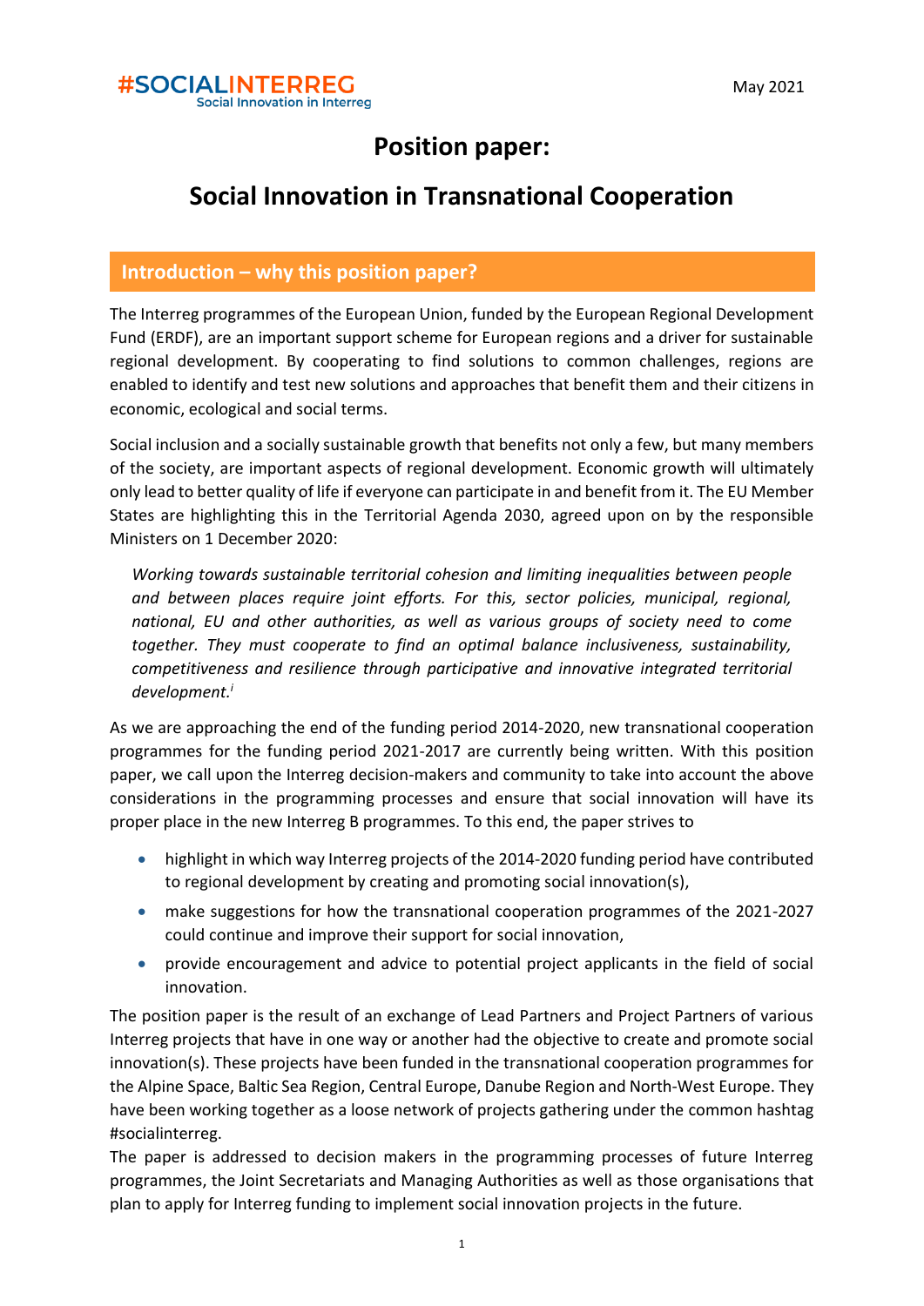#SOCIALINTERREG
Social Innovation in Interreg

May 2021

# Position paper:

# Social Innovation in Transnational Cooperation

## Introduction – why this position paper?

The Interreg programmes of the European Union, funded by the European Regional Development Fund (ERDF), are an important support scheme for European regions and a driver for sustainable regional development. By cooperating to find solutions to common challenges, regions are enabled to identify and test new solutions and approaches that benefit them and their citizens in economic, ecological and social terms.

Social inclusion and a socially sustainable growth that benefits not only a few, but many members of the society, are important aspects of regional development. Economic growth will ultimately only lead to better quality of life if everyone can participate in and benefit from it. The EU Member States are highlighting this in the Territorial Agenda 2030, agreed upon on by the responsible Ministers on 1 December 2020:

> *Working towards sustainable territorial cohesion and limiting inequalities between people and between places require joint efforts. For this, sector policies, municipal, regional, national, EU and other authorities, as well as various groups of society need to come together. They must cooperate to find an optimal balance inclusiveness, sustainability, competitiveness and resilience through participative and innovative integrated territorial development.*[i]

As we are approaching the end of the funding period 2014-2020, new transnational cooperation programmes for the funding period 2021-2017 are currently being written. With this position paper, we call upon the Interreg decision-makers and community to take into account the above considerations in the programming processes and ensure that social innovation will have its proper place in the new Interreg B programmes. To this end, the paper strives to

- highlight in which way Interreg projects of the 2014-2020 funding period have contributed to regional development by creating and promoting social innovation(s),
- make suggestions for how the transnational cooperation programmes of the 2021-2027 could continue and improve their support for social innovation,
- provide encouragement and advice to potential project applicants in the field of social innovation.

The position paper is the result of an exchange of Lead Partners and Project Partners of various Interreg projects that have in one way or another had the objective to create and promote social innovation(s). These projects have been funded in the transnational cooperation programmes for the Alpine Space, Baltic Sea Region, Central Europe, Danube Region and North-West Europe. They have been working together as a loose network of projects gathering under the common hashtag #socialinterreg.

The paper is addressed to decision makers in the programming processes of future Interreg programmes, the Joint Secretariats and Managing Authorities as well as those organisations that plan to apply for Interreg funding to implement social innovation projects in the future.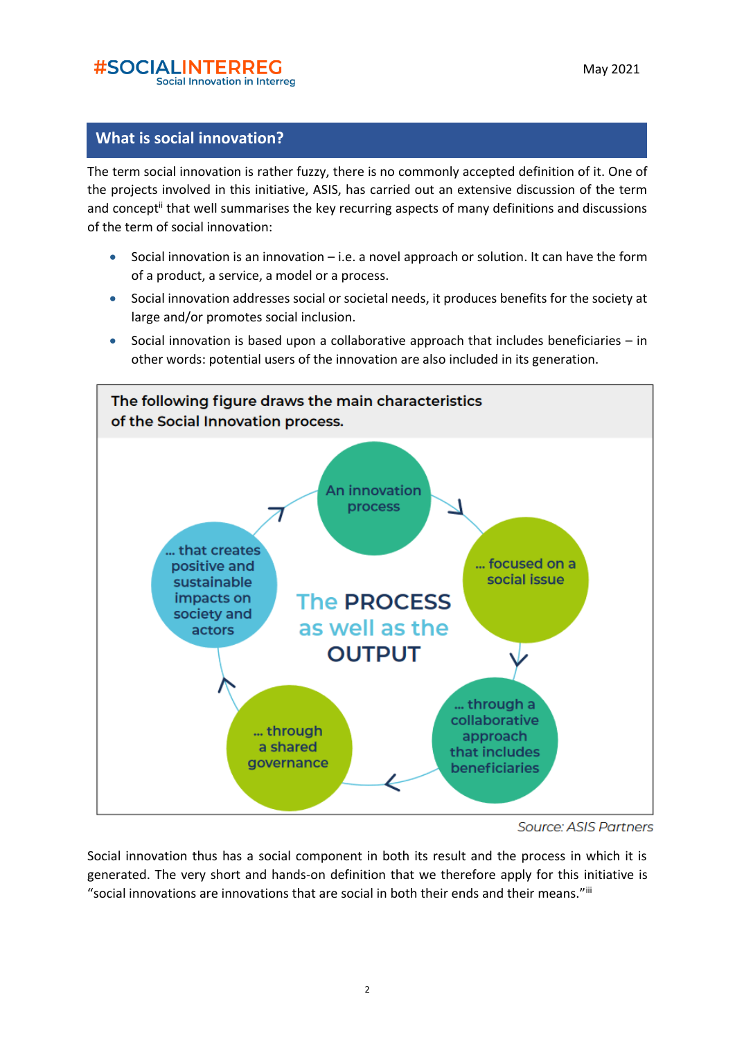## What is social innovation?

The term social innovation is rather fuzzy, there is no commonly accepted definition of it. One of the projects involved in this initiative, ASIS, has carried out an extensive discussion of the term and concept[ii] that well summarises the key recurring aspects of many definitions and discussions of the term of social innovation:

- Social innovation is an innovation – i.e. a novel approach or solution. It can have the form of a product, a service, a model or a process.
- Social innovation addresses social or societal needs, it produces benefits for the society at large and/or promotes social inclusion.
- Social innovation is based upon a collaborative approach that includes beneficiaries – in other words: potential users of the innovation are also included in its generation.

**The following figure draws the main characteristics of the Social Innovation process.**

An innovation process

... focused on a social issue

... through a collaborative approach that includes beneficiaries

... through a shared governance

... that creates positive and sustainable impacts on society and actors

The PROCESS as well as the OUTPUT

*Source: ASIS Partners*

Social innovation thus has a social component in both its result and the process in which it is generated. The very short and hands-on definition that we therefore apply for this initiative is "social innovations are innovations that are social in both their ends and their means."[iii]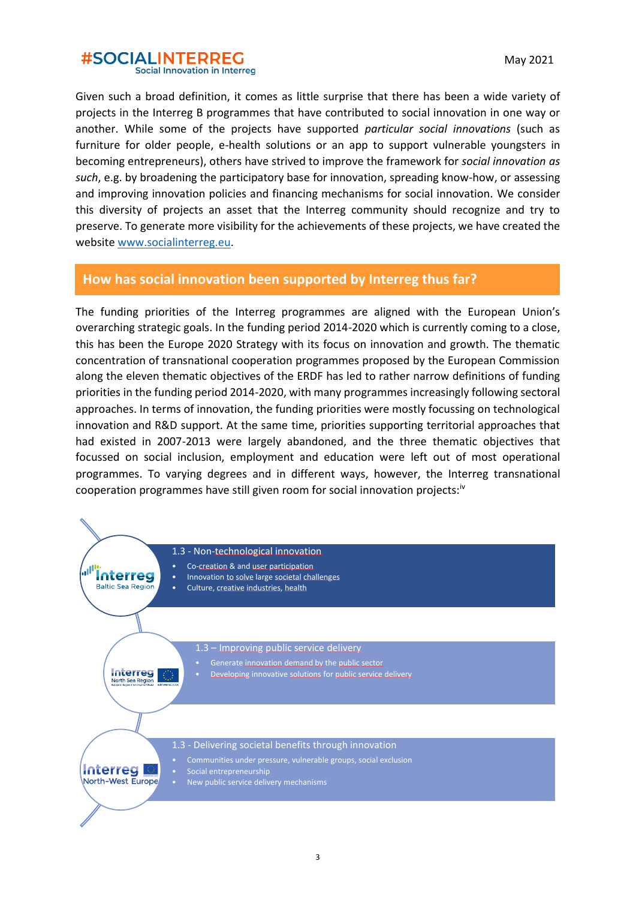Given such a broad definition, it comes as little surprise that there has been a wide variety of projects in the Interreg B programmes that have contributed to social innovation in one way or another. While some of the projects have supported *particular social innovations* (such as furniture for older people, e-health solutions or an app to support vulnerable youngsters in becoming entrepreneurs), others have strived to improve the framework for *social innovation as such*, e.g. by broadening the participatory base for innovation, spreading know-how, or assessing and improving innovation policies and financing mechanisms for social innovation. We consider this diversity of projects an asset that the Interreg community should recognize and try to preserve. To generate more visibility for the achievements of these projects, we have created the website www.socialinterreg.eu.

## How has social innovation been supported by Interreg thus far?

The funding priorities of the Interreg programmes are aligned with the European Union's overarching strategic goals. In the funding period 2014-2020 which is currently coming to a close, this has been the Europe 2020 Strategy with its focus on innovation and growth. The thematic concentration of transnational cooperation programmes proposed by the European Commission along the eleven thematic objectives of the ERDF has led to rather narrow definitions of funding priorities in the funding period 2014-2020, with many programmes increasingly following sectoral approaches. In terms of innovation, the funding priorities were mostly focussing on technological innovation and R&D support. At the same time, priorities supporting territorial approaches that had existed in 2007-2013 were largely abandoned, and the three thematic objectives that focussed on social inclusion, employment and education were left out of most operational programmes. To varying degrees and in different ways, however, the Interreg transnational cooperation programmes have still given room for social innovation projects:[iv]

Interreg Baltic Sea Region

1.3 - Non-technological innovation
- Co-creation & and user participation
- Innovation to solve large societal challenges
- Culture, creative industries, health

Interreg North Sea Region

1.3 – Improving public service delivery
- Generate innovation demand by the public sector
- Developing innovative solutions for public service delivery

Interreg North-West Europe

1.3 - Delivering societal benefits through innovation
- Communities under pressure, vulnerable groups, social exclusion
- Social entrepreneurship
- New public service delivery mechanisms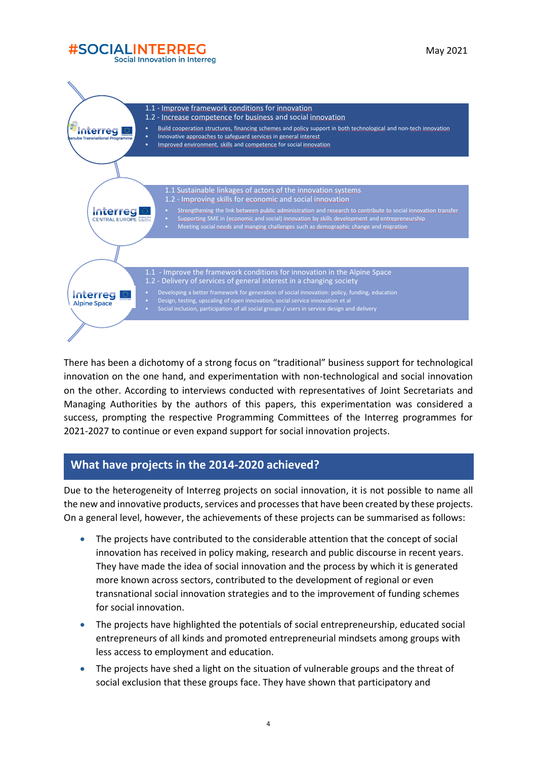**Interreg Danube Transnational Programme**

1.1 - Improve framework conditions for innovation
1.2 - Increase competence for business and social innovation

- Build cooperation structures, financing schemes and policy support in both technological and non-tech innovation
- Innovative approaches to safeguard services in general interest
- Improved environment, skills and competence for social innovation

**Interreg CENTRAL EUROPE**

1.1 Sustainable linkages of actors of the innovation systems
1.2 - Improving skills for economic and social innovation

- Strengthening the link between public administration and research to contribute to social innovation transfer
- Supporting SME in (economic and social) innovation by skills development and entrepreneurship
- Meeting social needs and manging challenges such as demographic change and migration

**Interreg Alpine Space**

1.1 - Improve the framework conditions for innovation in the Alpine Space
1.2 - Delivery of services of general interest in a changing society

- Developing a better framework for generation of social innovation: policy, funding, education
- Design, testing, upscaling of open innovation, social service innovation et al
- Social inclusion, participation of all social groups / users in service design and delivery

There has been a dichotomy of a strong focus on "traditional" business support for technological innovation on the one hand, and experimentation with non-technological and social innovation on the other. According to interviews conducted with representatives of Joint Secretariats and Managing Authorities by the authors of this papers, this experimentation was considered a success, prompting the respective Programming Committees of the Interreg programmes for 2021-2027 to continue or even expand support for social innovation projects.

## What have projects in the 2014-2020 achieved?

Due to the heterogeneity of Interreg projects on social innovation, it is not possible to name all the new and innovative products, services and processes that have been created by these projects. On a general level, however, the achievements of these projects can be summarised as follows:

- The projects have contributed to the considerable attention that the concept of social innovation has received in policy making, research and public discourse in recent years. They have made the idea of social innovation and the process by which it is generated more known across sectors, contributed to the development of regional or even transnational social innovation strategies and to the improvement of funding schemes for social innovation.
- The projects have highlighted the potentials of social entrepreneurship, educated social entrepreneurs of all kinds and promoted entrepreneurial mindsets among groups with less access to employment and education.
- The projects have shed a light on the situation of vulnerable groups and the threat of social exclusion that these groups face. They have shown that participatory and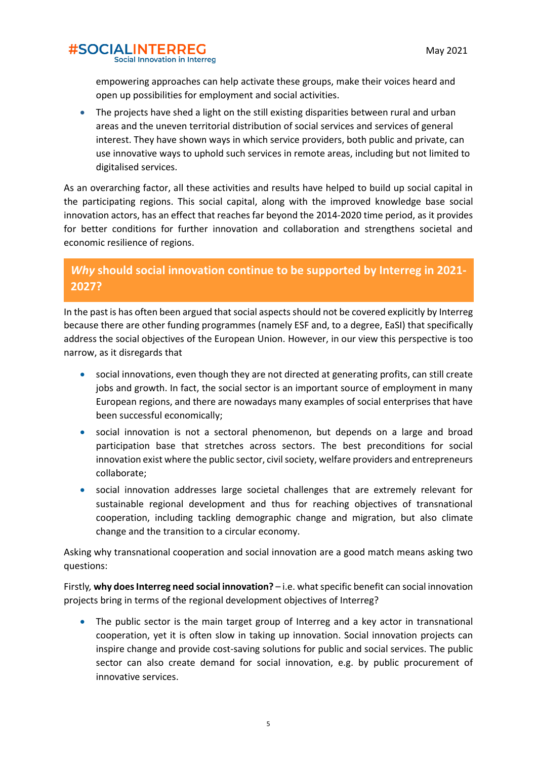empowering approaches can help activate these groups, make their voices heard and open up possibilities for employment and social activities.

- The projects have shed a light on the still existing disparities between rural and urban areas and the uneven territorial distribution of social services and services of general interest. They have shown ways in which service providers, both public and private, can use innovative ways to uphold such services in remote areas, including but not limited to digitalised services.

As an overarching factor, all these activities and results have helped to build up social capital in the participating regions. This social capital, along with the improved knowledge base social innovation actors, has an effect that reaches far beyond the 2014-2020 time period, as it provides for better conditions for further innovation and collaboration and strengthens societal and economic resilience of regions.

## *Why* should social innovation continue to be supported by Interreg in 2021-2027?

In the past is has often been argued that social aspects should not be covered explicitly by Interreg because there are other funding programmes (namely ESF and, to a degree, EaSI) that specifically address the social objectives of the European Union. However, in our view this perspective is too narrow, as it disregards that

- social innovations, even though they are not directed at generating profits, can still create jobs and growth. In fact, the social sector is an important source of employment in many European regions, and there are nowadays many examples of social enterprises that have been successful economically;
- social innovation is not a sectoral phenomenon, but depends on a large and broad participation base that stretches across sectors. The best preconditions for social innovation exist where the public sector, civil society, welfare providers and entrepreneurs collaborate;
- social innovation addresses large societal challenges that are extremely relevant for sustainable regional development and thus for reaching objectives of transnational cooperation, including tackling demographic change and migration, but also climate change and the transition to a circular economy.

Asking why transnational cooperation and social innovation are a good match means asking two questions:

Firstly, **why does Interreg need social innovation?** – i.e. what specific benefit can social innovation projects bring in terms of the regional development objectives of Interreg?

- The public sector is the main target group of Interreg and a key actor in transnational cooperation, yet it is often slow in taking up innovation. Social innovation projects can inspire change and provide cost-saving solutions for public and social services. The public sector can also create demand for social innovation, e.g. by public procurement of innovative services.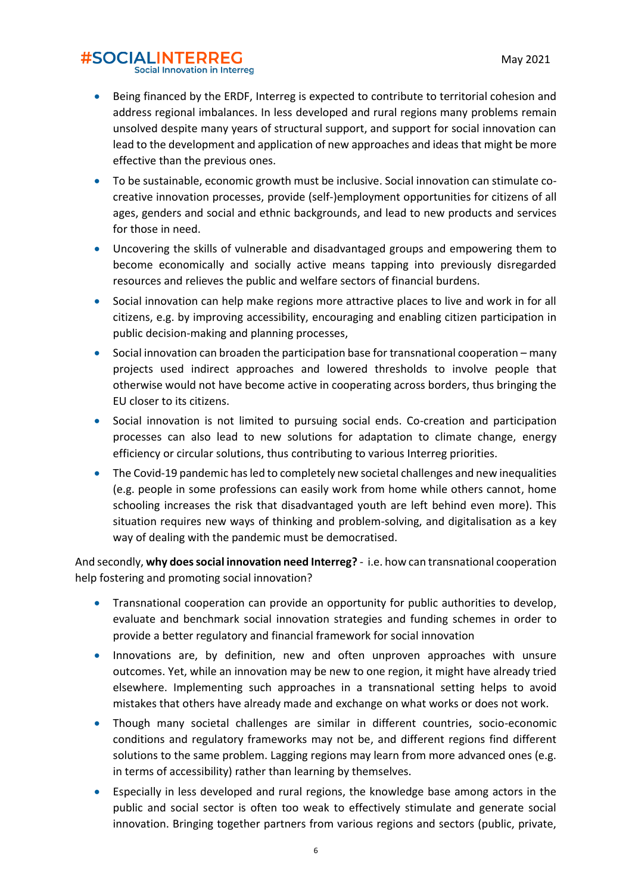- Being financed by the ERDF, Interreg is expected to contribute to territorial cohesion and address regional imbalances. In less developed and rural regions many problems remain unsolved despite many years of structural support, and support for social innovation can lead to the development and application of new approaches and ideas that might be more effective than the previous ones.
- To be sustainable, economic growth must be inclusive. Social innovation can stimulate co-creative innovation processes, provide (self-)employment opportunities for citizens of all ages, genders and social and ethnic backgrounds, and lead to new products and services for those in need.
- Uncovering the skills of vulnerable and disadvantaged groups and empowering them to become economically and socially active means tapping into previously disregarded resources and relieves the public and welfare sectors of financial burdens.
- Social innovation can help make regions more attractive places to live and work in for all citizens, e.g. by improving accessibility, encouraging and enabling citizen participation in public decision-making and planning processes,
- Social innovation can broaden the participation base for transnational cooperation – many projects used indirect approaches and lowered thresholds to involve people that otherwise would not have become active in cooperating across borders, thus bringing the EU closer to its citizens.
- Social innovation is not limited to pursuing social ends. Co-creation and participation processes can also lead to new solutions for adaptation to climate change, energy efficiency or circular solutions, thus contributing to various Interreg priorities.
- The Covid-19 pandemic has led to completely new societal challenges and new inequalities (e.g. people in some professions can easily work from home while others cannot, home schooling increases the risk that disadvantaged youth are left behind even more). This situation requires new ways of thinking and problem-solving, and digitalisation as a key way of dealing with the pandemic must be democratised.

And secondly, **why does social innovation need Interreg?** - i.e. how can transnational cooperation help fostering and promoting social innovation?

- Transnational cooperation can provide an opportunity for public authorities to develop, evaluate and benchmark social innovation strategies and funding schemes in order to provide a better regulatory and financial framework for social innovation
- Innovations are, by definition, new and often unproven approaches with unsure outcomes. Yet, while an innovation may be new to one region, it might have already tried elsewhere. Implementing such approaches in a transnational setting helps to avoid mistakes that others have already made and exchange on what works or does not work.
- Though many societal challenges are similar in different countries, socio-economic conditions and regulatory frameworks may not be, and different regions find different solutions to the same problem. Lagging regions may learn from more advanced ones (e.g. in terms of accessibility) rather than learning by themselves.
- Especially in less developed and rural regions, the knowledge base among actors in the public and social sector is often too weak to effectively stimulate and generate social innovation. Bringing together partners from various regions and sectors (public, private,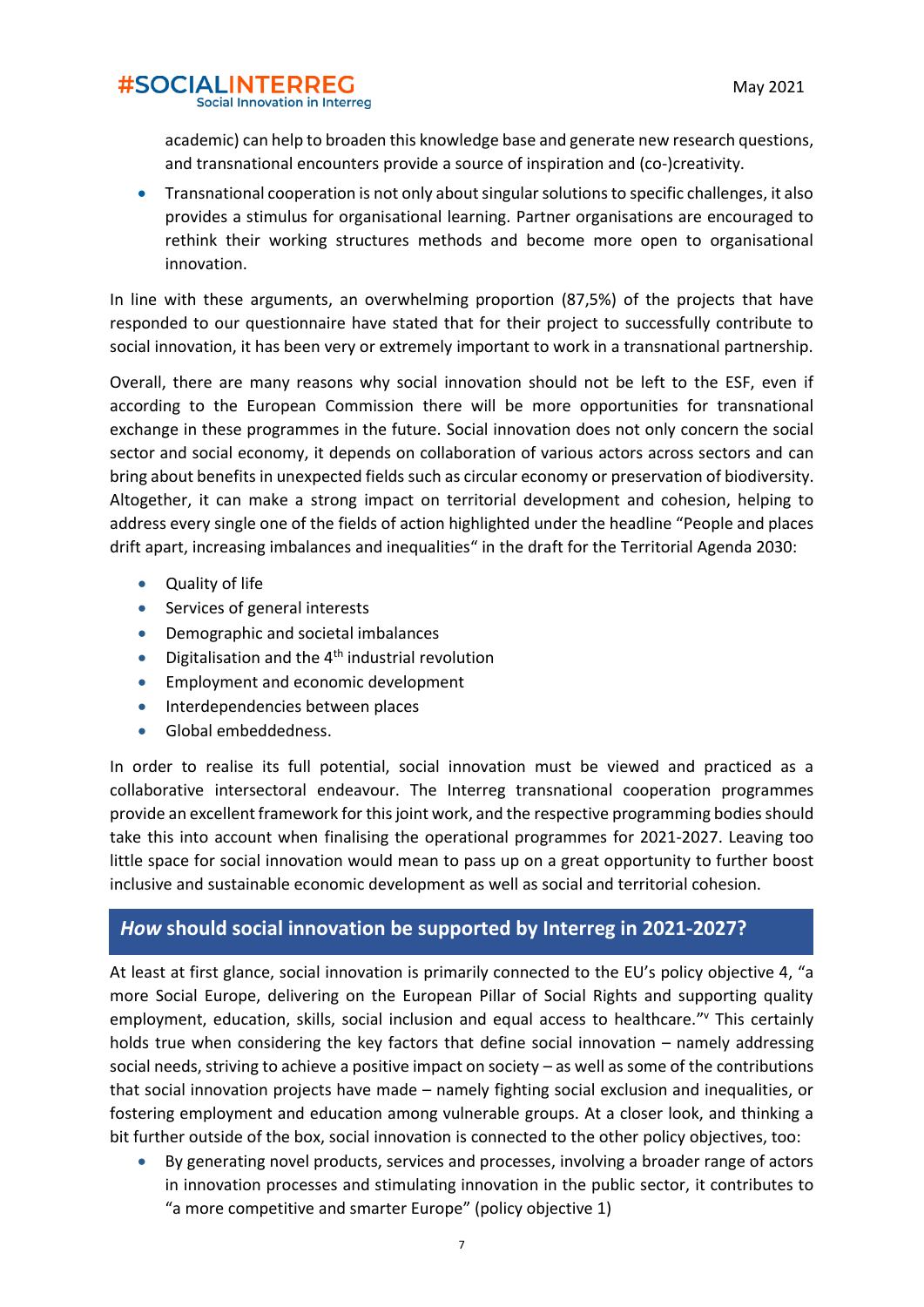academic) can help to broaden this knowledge base and generate new research questions, and transnational encounters provide a source of inspiration and (co-)creativity.

- Transnational cooperation is not only about singular solutions to specific challenges, it also provides a stimulus for organisational learning. Partner organisations are encouraged to rethink their working structures methods and become more open to organisational innovation.

In line with these arguments, an overwhelming proportion (87,5%) of the projects that have responded to our questionnaire have stated that for their project to successfully contribute to social innovation, it has been very or extremely important to work in a transnational partnership.

Overall, there are many reasons why social innovation should not be left to the ESF, even if according to the European Commission there will be more opportunities for transnational exchange in these programmes in the future. Social innovation does not only concern the social sector and social economy, it depends on collaboration of various actors across sectors and can bring about benefits in unexpected fields such as circular economy or preservation of biodiversity. Altogether, it can make a strong impact on territorial development and cohesion, helping to address every single one of the fields of action highlighted under the headline "People and places drift apart, increasing imbalances and inequalities" in the draft for the Territorial Agenda 2030:

- Quality of life
- Services of general interests
- Demographic and societal imbalances
- Digitalisation and the 4th industrial revolution
- Employment and economic development
- Interdependencies between places
- Global embeddedness.

In order to realise its full potential, social innovation must be viewed and practiced as a collaborative intersectoral endeavour. The Interreg transnational cooperation programmes provide an excellent framework for this joint work, and the respective programming bodies should take this into account when finalising the operational programmes for 2021-2027. Leaving too little space for social innovation would mean to pass up on a great opportunity to further boost inclusive and sustainable economic development as well as social and territorial cohesion.

## *How* should social innovation be supported by Interreg in 2021-2027?

At least at first glance, social innovation is primarily connected to the EU's policy objective 4, "a more Social Europe, delivering on the European Pillar of Social Rights and supporting quality employment, education, skills, social inclusion and equal access to healthcare."[v] This certainly holds true when considering the key factors that define social innovation – namely addressing social needs, striving to achieve a positive impact on society – as well as some of the contributions that social innovation projects have made – namely fighting social exclusion and inequalities, or fostering employment and education among vulnerable groups. At a closer look, and thinking a bit further outside of the box, social innovation is connected to the other policy objectives, too:

- By generating novel products, services and processes, involving a broader range of actors in innovation processes and stimulating innovation in the public sector, it contributes to "a more competitive and smarter Europe" (policy objective 1)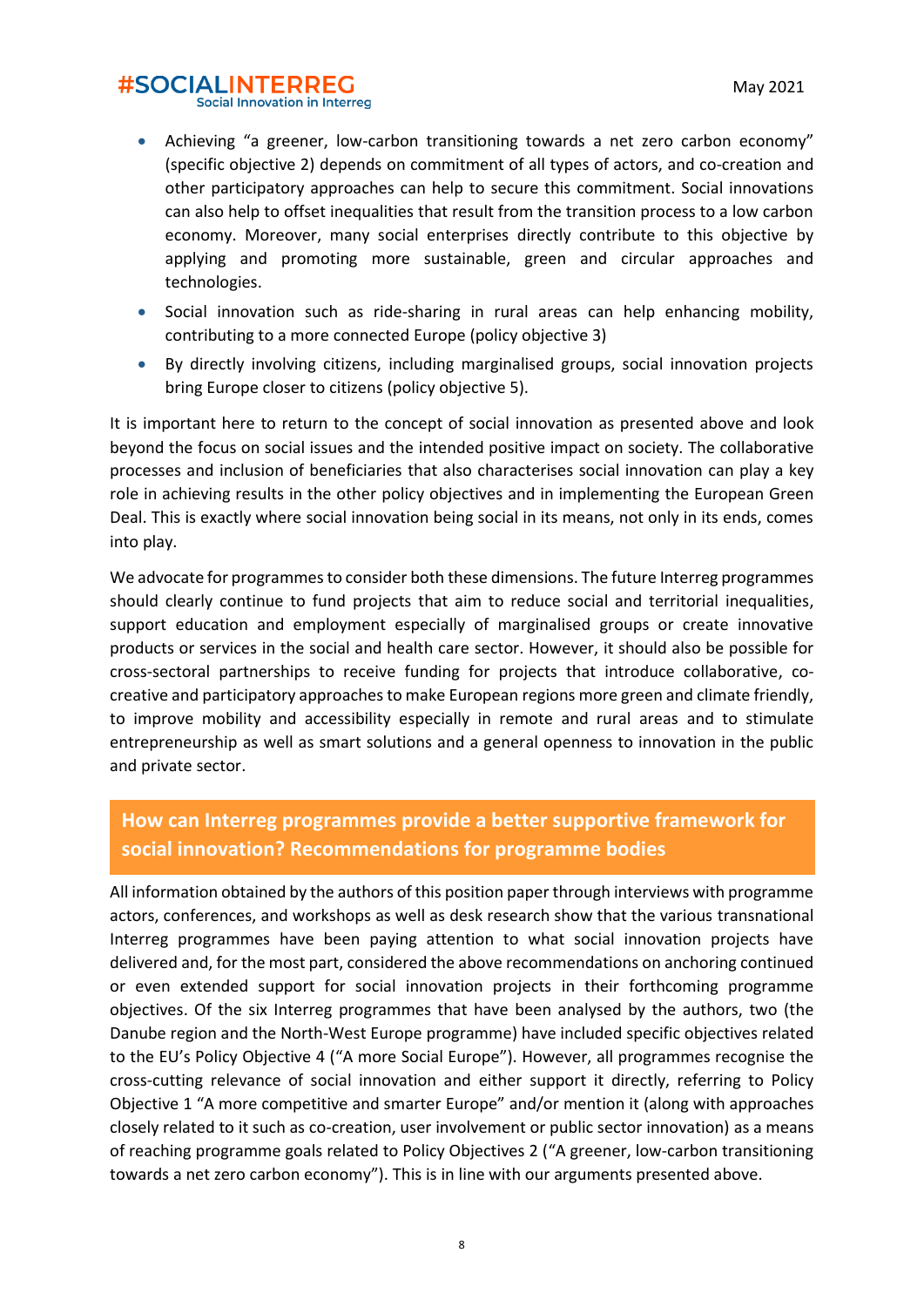- Achieving "a greener, low-carbon transitioning towards a net zero carbon economy" (specific objective 2) depends on commitment of all types of actors, and co-creation and other participatory approaches can help to secure this commitment. Social innovations can also help to offset inequalities that result from the transition process to a low carbon economy. Moreover, many social enterprises directly contribute to this objective by applying and promoting more sustainable, green and circular approaches and technologies.
- Social innovation such as ride-sharing in rural areas can help enhancing mobility, contributing to a more connected Europe (policy objective 3)
- By directly involving citizens, including marginalised groups, social innovation projects bring Europe closer to citizens (policy objective 5).

It is important here to return to the concept of social innovation as presented above and look beyond the focus on social issues and the intended positive impact on society. The collaborative processes and inclusion of beneficiaries that also characterises social innovation can play a key role in achieving results in the other policy objectives and in implementing the European Green Deal. This is exactly where social innovation being social in its means, not only in its ends, comes into play.

We advocate for programmes to consider both these dimensions. The future Interreg programmes should clearly continue to fund projects that aim to reduce social and territorial inequalities, support education and employment especially of marginalised groups or create innovative products or services in the social and health care sector. However, it should also be possible for cross-sectoral partnerships to receive funding for projects that introduce collaborative, co-creative and participatory approaches to make European regions more green and climate friendly, to improve mobility and accessibility especially in remote and rural areas and to stimulate entrepreneurship as well as smart solutions and a general openness to innovation in the public and private sector.

## How can Interreg programmes provide a better supportive framework for social innovation? Recommendations for programme bodies

All information obtained by the authors of this position paper through interviews with programme actors, conferences, and workshops as well as desk research show that the various transnational Interreg programmes have been paying attention to what social innovation projects have delivered and, for the most part, considered the above recommendations on anchoring continued or even extended support for social innovation projects in their forthcoming programme objectives. Of the six Interreg programmes that have been analysed by the authors, two (the Danube region and the North-West Europe programme) have included specific objectives related to the EU's Policy Objective 4 ("A more Social Europe"). However, all programmes recognise the cross-cutting relevance of social innovation and either support it directly, referring to Policy Objective 1 "A more competitive and smarter Europe" and/or mention it (along with approaches closely related to it such as co-creation, user involvement or public sector innovation) as a means of reaching programme goals related to Policy Objectives 2 ("A greener, low-carbon transitioning towards a net zero carbon economy"). This is in line with our arguments presented above.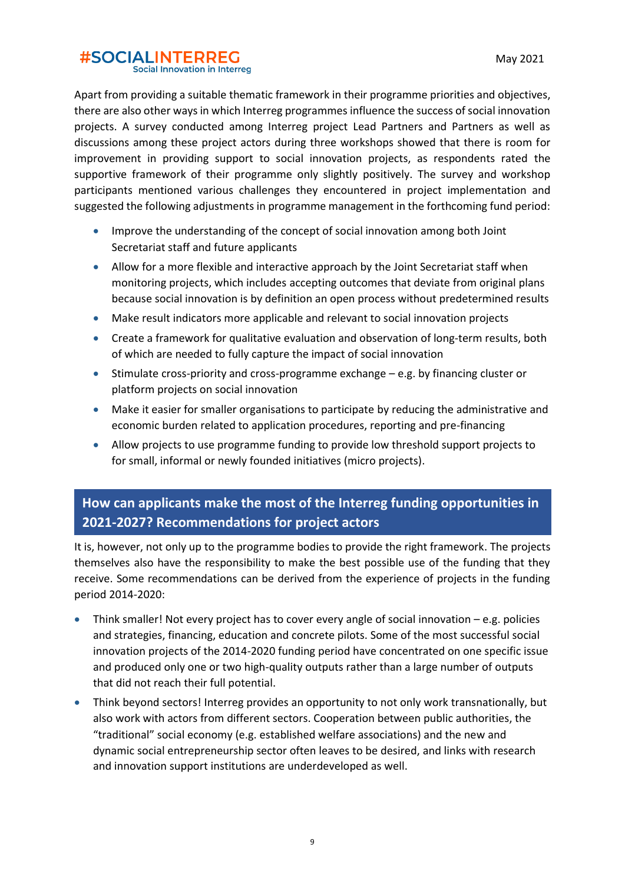Apart from providing a suitable thematic framework in their programme priorities and objectives, there are also other ways in which Interreg programmes influence the success of social innovation projects. A survey conducted among Interreg project Lead Partners and Partners as well as discussions among these project actors during three workshops showed that there is room for improvement in providing support to social innovation projects, as respondents rated the supportive framework of their programme only slightly positively. The survey and workshop participants mentioned various challenges they encountered in project implementation and suggested the following adjustments in programme management in the forthcoming fund period:

- Improve the understanding of the concept of social innovation among both Joint Secretariat staff and future applicants
- Allow for a more flexible and interactive approach by the Joint Secretariat staff when monitoring projects, which includes accepting outcomes that deviate from original plans because social innovation is by definition an open process without predetermined results
- Make result indicators more applicable and relevant to social innovation projects
- Create a framework for qualitative evaluation and observation of long-term results, both of which are needed to fully capture the impact of social innovation
- Stimulate cross-priority and cross-programme exchange – e.g. by financing cluster or platform projects on social innovation
- Make it easier for smaller organisations to participate by reducing the administrative and economic burden related to application procedures, reporting and pre-financing
- Allow projects to use programme funding to provide low threshold support projects to for small, informal or newly founded initiatives (micro projects).

## How can applicants make the most of the Interreg funding opportunities in 2021-2027? Recommendations for project actors

It is, however, not only up to the programme bodies to provide the right framework. The projects themselves also have the responsibility to make the best possible use of the funding that they receive. Some recommendations can be derived from the experience of projects in the funding period 2014-2020:

- Think smaller! Not every project has to cover every angle of social innovation – e.g. policies and strategies, financing, education and concrete pilots. Some of the most successful social innovation projects of the 2014-2020 funding period have concentrated on one specific issue and produced only one or two high-quality outputs rather than a large number of outputs that did not reach their full potential.
- Think beyond sectors! Interreg provides an opportunity to not only work transnationally, but also work with actors from different sectors. Cooperation between public authorities, the "traditional" social economy (e.g. established welfare associations) and the new and dynamic social entrepreneurship sector often leaves to be desired, and links with research and innovation support institutions are underdeveloped as well.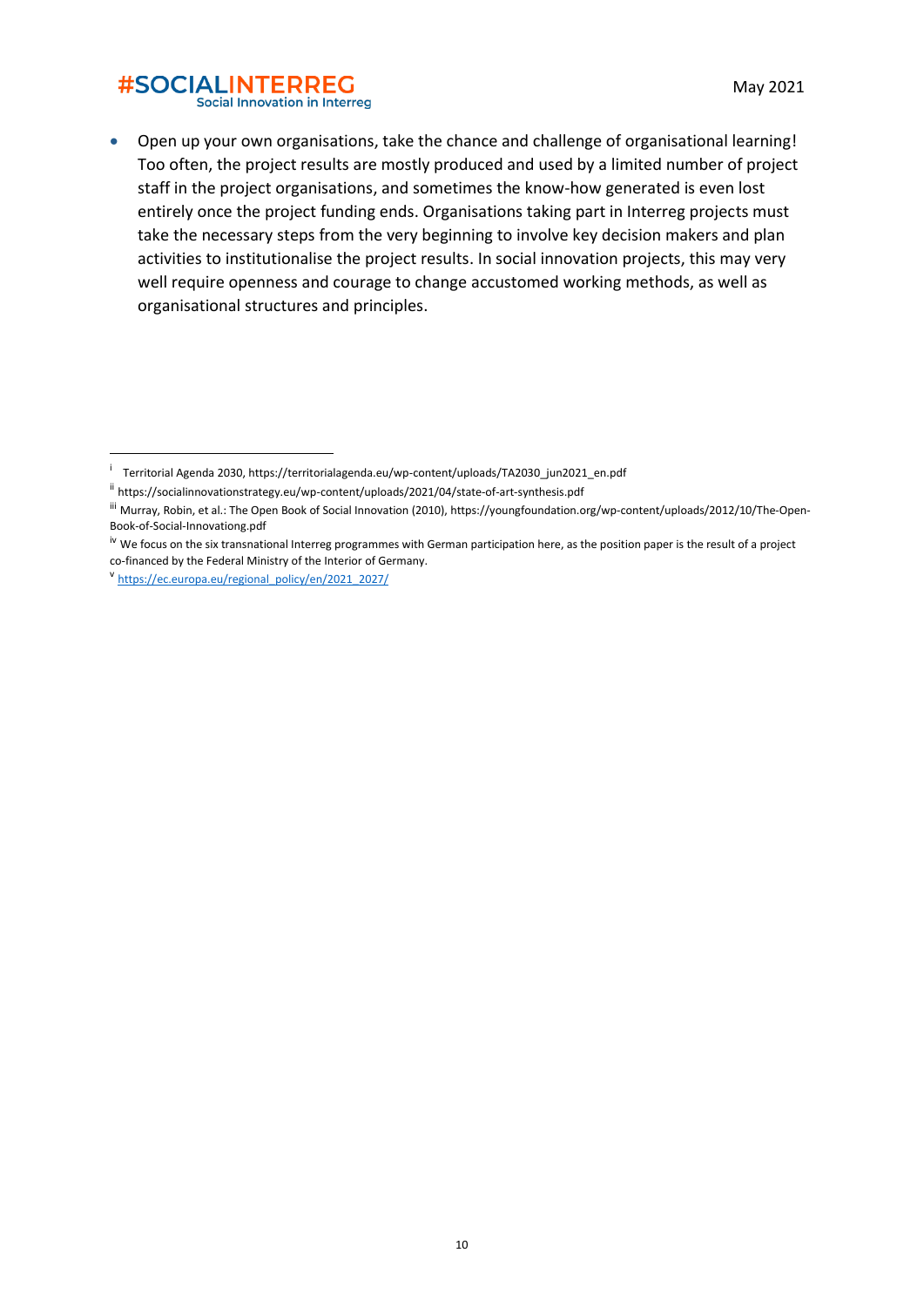- Open up your own organisations, take the chance and challenge of organisational learning! Too often, the project results are mostly produced and used by a limited number of project staff in the project organisations, and sometimes the know-how generated is even lost entirely once the project funding ends. Organisations taking part in Interreg projects must take the necessary steps from the very beginning to involve key decision makers and plan activities to institutionalise the project results. In social innovation projects, this may very well require openness and courage to change accustomed working methods, as well as organisational structures and principles.

---

[i] Territorial Agenda 2030, https://territorialagenda.eu/wp-content/uploads/TA2030_jun2021_en.pdf

[ii] https://socialinnovationstrategy.eu/wp-content/uploads/2021/04/state-of-art-synthesis.pdf

[iii] Murray, Robin, et al.: The Open Book of Social Innovation (2010), https://youngfoundation.org/wp-content/uploads/2012/10/The-Open-Book-of-Social-Innovationg.pdf

[iv] We focus on the six transnational Interreg programmes with German participation here, as the position paper is the result of a project co-financed by the Federal Ministry of the Interior of Germany.

[v] https://ec.europa.eu/regional_policy/en/2021_2027/